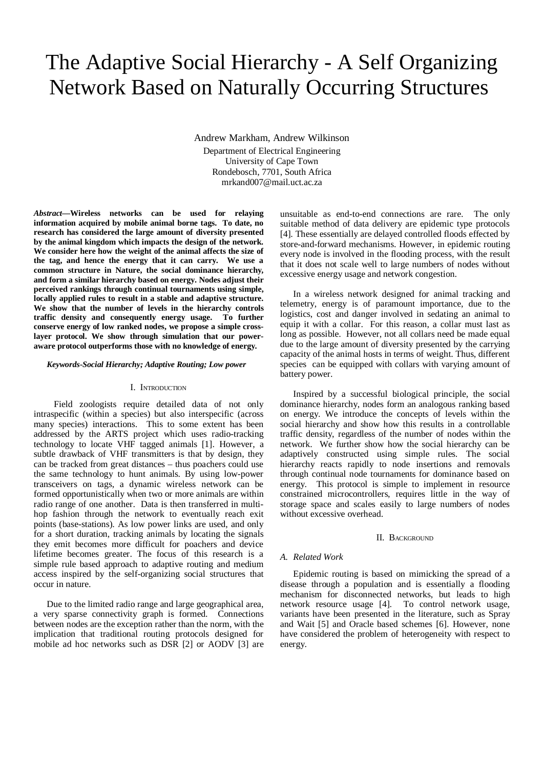# The Adaptive Social Hierarchy - A Self Organizing Network Based on Naturally Occurring Structures

Andrew Markham, Andrew Wilkinson

Department of Electrical Engineering
University of Cape Town
Rondebosch, 7701, South Africa
mrkand007@mail.uct.ac.za

***Abstract*—Wireless networks can be used for relaying information acquired by mobile animal borne tags. To date, no research has considered the large amount of diversity presented by the animal kingdom which impacts the design of the network. We consider here how the weight of the animal affects the size of the tag, and hence the energy that it can carry. We use a common structure in Nature, the social dominance hierarchy, and form a similar hierarchy based on energy. Nodes adjust their perceived rankings through continual tournaments using simple, locally applied rules to result in a stable and adaptive structure. We show that the number of levels in the hierarchy controls traffic density and consequently energy usage. To further conserve energy of low ranked nodes, we propose a simple cross-layer protocol. We show through simulation that our power-aware protocol outperforms those with no knowledge of energy.**

***Keywords-Social Hierarchy; Adaptive Routing; Low power***

## I. Introduction

Field zoologists require detailed data of not only intraspecific (within a species) but also interspecific (across many species) interactions. This to some extent has been addressed by the ARTS project which uses radio-tracking technology to locate VHF tagged animals [1]. However, a subtle drawback of VHF transmitters is that by design, they can be tracked from great distances – thus poachers could use the same technology to hunt animals. By using low-power transceivers on tags, a dynamic wireless network can be formed opportunistically when two or more animals are within radio range of one another. Data is then transferred in multi-hop fashion through the network to eventually reach exit points (base-stations). As low power links are used, and only for a short duration, tracking animals by locating the signals they emit becomes more difficult for poachers and device lifetime becomes greater. The focus of this research is a simple rule based approach to adaptive routing and medium access inspired by the self-organizing social structures that occur in nature.

Due to the limited radio range and large geographical area, a very sparse connectivity graph is formed. Connections between nodes are the exception rather than the norm, with the implication that traditional routing protocols designed for mobile ad hoc networks such as DSR [2] or AODV [3] are unsuitable as end-to-end connections are rare. The only suitable method of data delivery are epidemic type protocols [4]. These essentially are delayed controlled floods effected by store-and-forward mechanisms. However, in epidemic routing every node is involved in the flooding process, with the result that it does not scale well to large numbers of nodes without excessive energy usage and network congestion.

In a wireless network designed for animal tracking and telemetry, energy is of paramount importance, due to the logistics, cost and danger involved in sedating an animal to equip it with a collar. For this reason, a collar must last as long as possible. However, not all collars need be made equal due to the large amount of diversity presented by the carrying capacity of the animal hosts in terms of weight. Thus, different species can be equipped with collars with varying amount of battery power.

Inspired by a successful biological principle, the social dominance hierarchy, nodes form an analogous ranking based on energy. We introduce the concepts of levels within the social hierarchy and show how this results in a controllable traffic density, regardless of the number of nodes within the network. We further show how the social hierarchy can be adaptively constructed using simple rules. The social hierarchy reacts rapidly to node insertions and removals through continual node tournaments for dominance based on energy. This protocol is simple to implement in resource constrained microcontrollers, requires little in the way of storage space and scales easily to large numbers of nodes without excessive overhead.

## II. Background

### A. Related Work

Epidemic routing is based on mimicking the spread of a disease through a population and is essentially a flooding mechanism for disconnected networks, but leads to high network resource usage [4]. To control network usage, variants have been presented in the literature, such as Spray and Wait [5] and Oracle based schemes [6]. However, none have considered the problem of heterogeneity with respect to energy.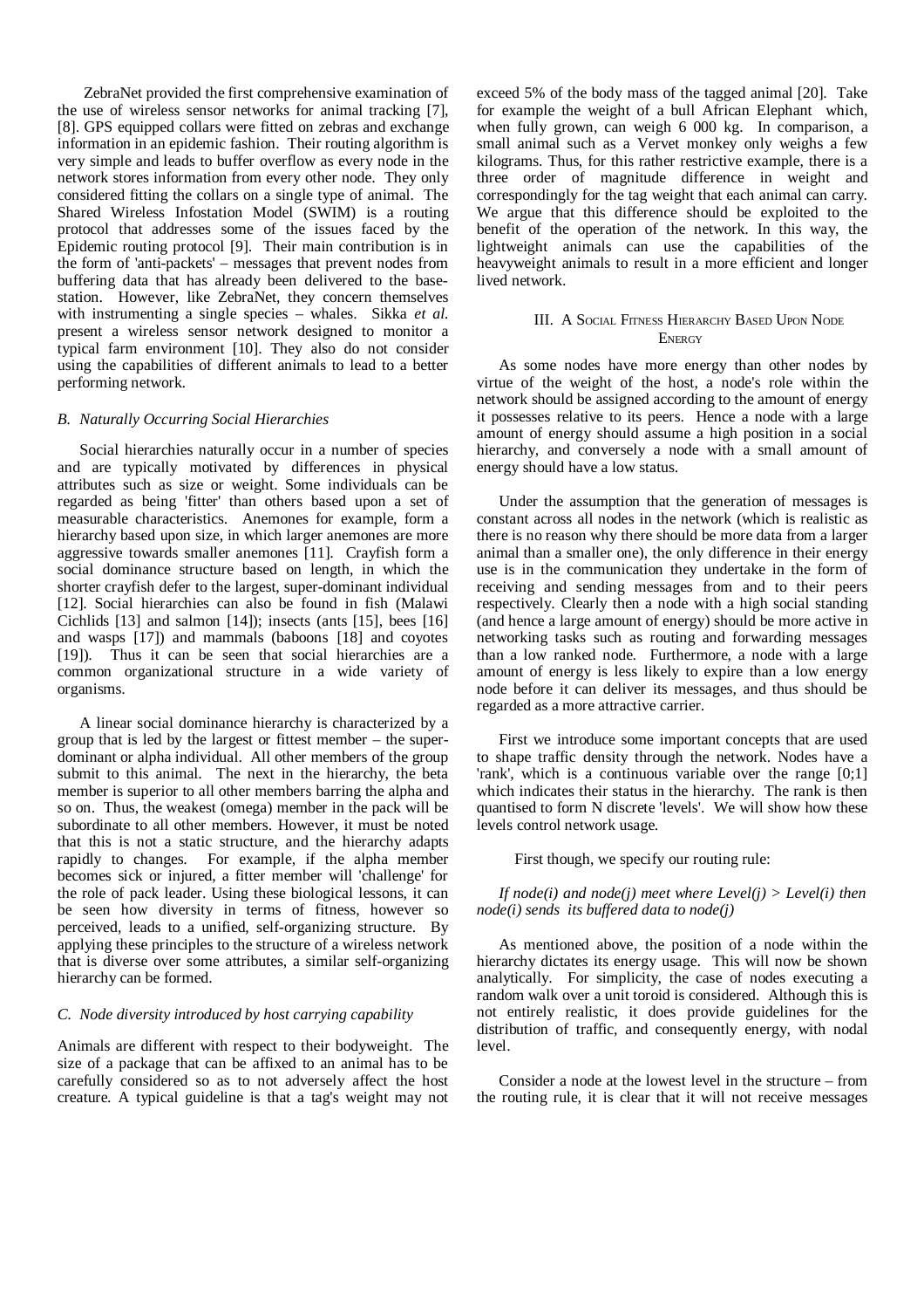ZebraNet provided the first comprehensive examination of the use of wireless sensor networks for animal tracking [7], [8]. GPS equipped collars were fitted on zebras and exchange information in an epidemic fashion. Their routing algorithm is very simple and leads to buffer overflow as every node in the network stores information from every other node. They only considered fitting the collars on a single type of animal. The Shared Wireless Infostation Model (SWIM) is a routing protocol that addresses some of the issues faced by the Epidemic routing protocol [9]. Their main contribution is in the form of 'anti-packets' – messages that prevent nodes from buffering data that has already been delivered to the base-station. However, like ZebraNet, they concern themselves with instrumenting a single species – whales. Sikka *et al.* present a wireless sensor network designed to monitor a typical farm environment [10]. They also do not consider using the capabilities of different animals to lead to a better performing network.

### *B. Naturally Occurring Social Hierarchies*

Social hierarchies naturally occur in a number of species and are typically motivated by differences in physical attributes such as size or weight. Some individuals can be regarded as being 'fitter' than others based upon a set of measurable characteristics. Anemones for example, form a hierarchy based upon size, in which larger anemones are more aggressive towards smaller anemones [11]. Crayfish form a social dominance structure based on length, in which the shorter crayfish defer to the largest, super-dominant individual [12]. Social hierarchies can also be found in fish (Malawi Cichlids [13] and salmon [14]); insects (ants [15], bees [16] and wasps [17]) and mammals (baboons [18] and coyotes [19]). Thus it can be seen that social hierarchies are a common organizational structure in a wide variety of organisms.

A linear social dominance hierarchy is characterized by a group that is led by the largest or fittest member – the super-dominant or alpha individual. All other members of the group submit to this animal. The next in the hierarchy, the beta member is superior to all other members barring the alpha and so on. Thus, the weakest (omega) member in the pack will be subordinate to all other members. However, it must be noted that this is not a static structure, and the hierarchy adapts rapidly to changes. For example, if the alpha member becomes sick or injured, a fitter member will 'challenge' for the role of pack leader. Using these biological lessons, it can be seen how diversity in terms of fitness, however so perceived, leads to a unified, self-organizing structure. By applying these principles to the structure of a wireless network that is diverse over some attributes, a similar self-organizing hierarchy can be formed.

### *C. Node diversity introduced by host carrying capability*

Animals are different with respect to their bodyweight. The size of a package that can be affixed to an animal has to be carefully considered so as to not adversely affect the host creature. A typical guideline is that a tag's weight may not exceed 5% of the body mass of the tagged animal [20]. Take for example the weight of a bull African Elephant which, when fully grown, can weigh 6 000 kg. In comparison, a small animal such as a Vervet monkey only weighs a few kilograms. Thus, for this rather restrictive example, there is a three order of magnitude difference in weight and correspondingly for the tag weight that each animal can carry. We argue that this difference should be exploited to the benefit of the operation of the network. In this way, the lightweight animals can use the capabilities of the heavyweight animals to result in a more efficient and longer lived network.

## III. A Social Fitness Hierarchy Based Upon Node Energy

As some nodes have more energy than other nodes by virtue of the weight of the host, a node's role within the network should be assigned according to the amount of energy it possesses relative to its peers. Hence a node with a large amount of energy should assume a high position in a social hierarchy, and conversely a node with a small amount of energy should have a low status.

Under the assumption that the generation of messages is constant across all nodes in the network (which is realistic as there is no reason why there should be more data from a larger animal than a smaller one), the only difference in their energy use is in the communication they undertake in the form of receiving and sending messages from and to their peers respectively. Clearly then a node with a high social standing (and hence a large amount of energy) should be more active in networking tasks such as routing and forwarding messages than a low ranked node. Furthermore, a node with a large amount of energy is less likely to expire than a low energy node before it can deliver its messages, and thus should be regarded as a more attractive carrier.

First we introduce some important concepts that are used to shape traffic density through the network. Nodes have a 'rank', which is a continuous variable over the range [0;1] which indicates their status in the hierarchy. The rank is then quantised to form N discrete 'levels'. We will show how these levels control network usage.

First though, we specify our routing rule:

*If node(i) and node(j) meet where Level(j) > Level(i) then node(i) sends its buffered data to node(j)*

As mentioned above, the position of a node within the hierarchy dictates its energy usage. This will now be shown analytically. For simplicity, the case of nodes executing a random walk over a unit toroid is considered. Although this is not entirely realistic, it does provide guidelines for the distribution of traffic, and consequently energy, with nodal level.

Consider a node at the lowest level in the structure – from the routing rule, it is clear that it will not receive messages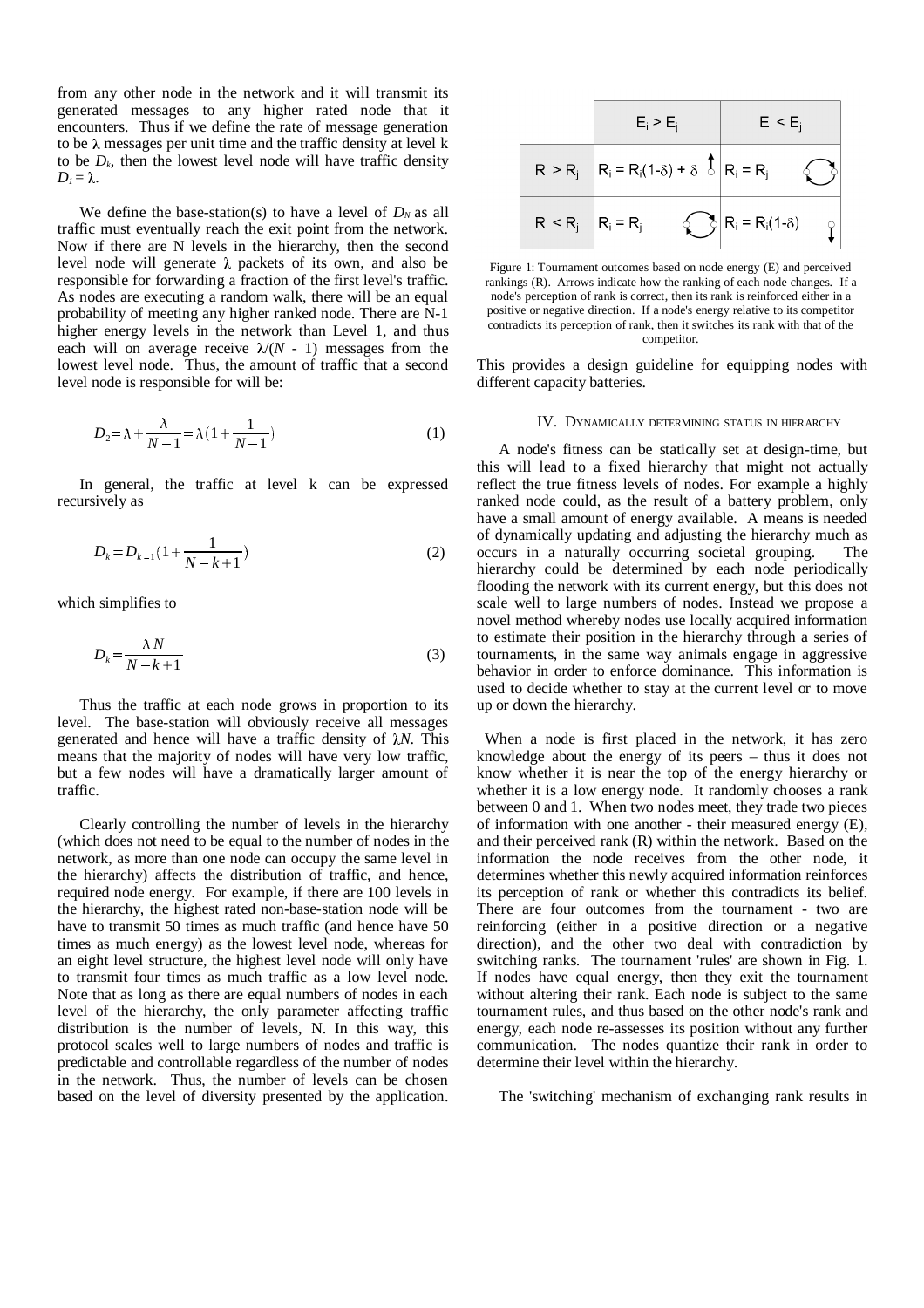from any other node in the network and it will transmit its generated messages to any higher rated node that it encounters. Thus if we define the rate of message generation to be $\lambda$ messages per unit time and the traffic density at level k to be $D_k$, then the lowest level node will have traffic density $D_1 = \lambda$.

We define the base-station(s) to have a level of $D_N$ as all traffic must eventually reach the exit point from the network. Now if there are N levels in the hierarchy, then the second level node will generate $\lambda$ packets of its own, and also be responsible for forwarding a fraction of the first level's traffic. As nodes are executing a random walk, there will be an equal probability of meeting any higher ranked node. There are N-1 higher energy levels in the network than Level 1, and thus each will on average receive $\lambda/(N-1)$ messages from the lowest level node. Thus, the amount of traffic that a second level node is responsible for will be:

$$D_2 = \lambda + \frac{\lambda}{N-1} = \lambda\left(1 + \frac{1}{N-1}\right) \tag{1}$$

In general, the traffic at level k can be expressed recursively as

$$D_k = D_{k-1}\left(1 + \frac{1}{N-k+1}\right) \tag{2}$$

which simplifies to

$$D_k = \frac{\lambda N}{N-k+1} \tag{3}$$

Thus the traffic at each node grows in proportion to its level. The base-station will obviously receive all messages generated and hence will have a traffic density of $\lambda N$. This means that the majority of nodes will have very low traffic, but a few nodes will have a dramatically larger amount of traffic.

Clearly controlling the number of levels in the hierarchy (which does not need to be equal to the number of nodes in the network, as more than one node can occupy the same level in the hierarchy) affects the distribution of traffic, and hence, required node energy. For example, if there are 100 levels in the hierarchy, the highest rated non-base-station node will be have to transmit 50 times as much traffic (and hence have 50 times as much energy) as the lowest level node, whereas for an eight level structure, the highest level node will only have to transmit four times as much traffic as a low level node. Note that as long as there are equal numbers of nodes in each level of the hierarchy, the only parameter affecting traffic distribution is the number of levels, N. In this way, this protocol scales well to large numbers of nodes and traffic is predictable and controllable regardless of the number of nodes in the network. Thus, the number of levels can be chosen based on the level of diversity presented by the application.

| | $E_i > E_j$ | $E_i < E_j$ |
|---|---|---|
| $R_i > R_j$ | $R_i = R_i(1-\delta) + \delta$ | $R_i = R_j$ |
| $R_i < R_j$ | $R_i = R_j$ | $R_i = R_i(1-\delta)$ |

Figure 1: Tournament outcomes based on node energy (E) and perceived rankings (R). Arrows indicate how the ranking of each node changes. If a node's perception of rank is correct, then its rank is reinforced either in a positive or negative direction. If a node's energy relative to its competitor contradicts its perception of rank, then it switches its rank with that of the competitor.

This provides a design guideline for equipping nodes with different capacity batteries.

## IV. Dynamically determining status in hierarchy

A node's fitness can be statically set at design-time, but this will lead to a fixed hierarchy that might not actually reflect the true fitness levels of nodes. For example a highly ranked node could, as the result of a battery problem, only have a small amount of energy available. A means is needed of dynamically updating and adjusting the hierarchy much as occurs in a naturally occurring societal grouping. The hierarchy could be determined by each node periodically flooding the network with its current energy, but this does not scale well to large numbers of nodes. Instead we propose a novel method whereby nodes use locally acquired information to estimate their position in the hierarchy through a series of tournaments, in the same way animals engage in aggressive behavior in order to enforce dominance. This information is used to decide whether to stay at the current level or to move up or down the hierarchy.

When a node is first placed in the network, it has zero knowledge about the energy of its peers – thus it does not know whether it is near the top of the energy hierarchy or whether it is a low energy node. It randomly chooses a rank between 0 and 1. When two nodes meet, they trade two pieces of information with one another - their measured energy (E), and their perceived rank (R) within the network. Based on the information the node receives from the other node, it determines whether this newly acquired information reinforces its perception of rank or whether this contradicts its belief. There are four outcomes from the tournament - two are reinforcing (either in a positive direction or a negative direction), and the other two deal with contradiction by switching ranks. The tournament 'rules' are shown in Fig. 1. If nodes have equal energy, then they exit the tournament without altering their rank. Each node is subject to the same tournament rules, and thus based on the other node's rank and energy, each node re-assesses its position without any further communication. The nodes quantize their rank in order to determine their level within the hierarchy.

The 'switching' mechanism of exchanging rank results in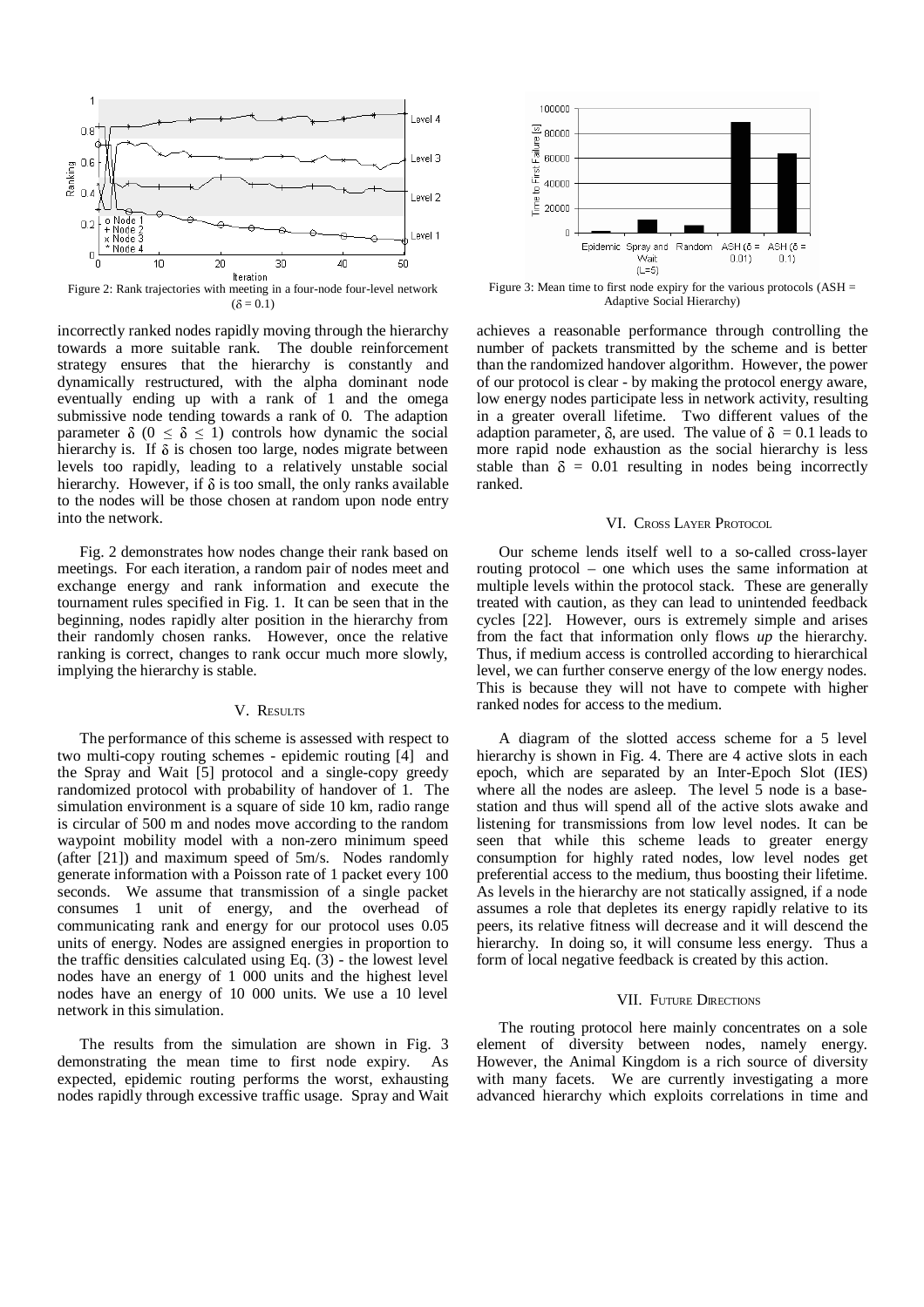Figure 2: Rank trajectories with meeting in a four-node four-level network ($\delta = 0.1$)

Figure 3: Mean time to first node expiry for the various protocols (ASH = Adaptive Social Hierarchy)

incorrectly ranked nodes rapidly moving through the hierarchy towards a more suitable rank. The double reinforcement strategy ensures that the hierarchy is constantly and dynamically restructured, with the alpha dominant node eventually ending up with a rank of 1 and the omega submissive node tending towards a rank of 0. The adaption parameter $\delta$ ($0 \leq \delta \leq 1$) controls how dynamic the social hierarchy is. If $\delta$ is chosen too large, nodes migrate between levels too rapidly, leading to a relatively unstable social hierarchy. However, if $\delta$ is too small, the only ranks available to the nodes will be those chosen at random upon node entry into the network.

Fig. 2 demonstrates how nodes change their rank based on meetings. For each iteration, a random pair of nodes meet and exchange energy and rank information and execute the tournament rules specified in Fig. 1. It can be seen that in the beginning, nodes rapidly alter position in the hierarchy from their randomly chosen ranks. However, once the relative ranking is correct, changes to rank occur much more slowly, implying the hierarchy is stable.

## V. Results

The performance of this scheme is assessed with respect to two multi-copy routing schemes - epidemic routing [4] and the Spray and Wait [5] protocol and a single-copy greedy randomized protocol with probability of handover of 1. The simulation environment is a square of side 10 km, radio range is circular of 500 m and nodes move according to the random waypoint mobility model with a non-zero minimum speed (after [21]) and maximum speed of 5m/s. Nodes randomly generate information with a Poisson rate of 1 packet every 100 seconds. We assume that transmission of a single packet consumes 1 unit of energy, and the overhead of communicating rank and energy for our protocol uses 0.05 units of energy. Nodes are assigned energies in proportion to the traffic densities calculated using Eq. (3) - the lowest level nodes have an energy of 1 000 units and the highest level nodes have an energy of 10 000 units. We use a 10 level network in this simulation.

The results from the simulation are shown in Fig. 3 demonstrating the mean time to first node expiry. As expected, epidemic routing performs the worst, exhausting nodes rapidly through excessive traffic usage. Spray and Wait achieves a reasonable performance through controlling the number of packets transmitted by the scheme and is better than the randomized handover algorithm. However, the power of our protocol is clear - by making the protocol energy aware, low energy nodes participate less in network activity, resulting in a greater overall lifetime. Two different values of the adaption parameter, $\delta$, are used. The value of $\delta = 0.1$ leads to more rapid node exhaustion as the social hierarchy is less stable than $\delta = 0.01$ resulting in nodes being incorrectly ranked.

## VI. Cross Layer Protocol

Our scheme lends itself well to a so-called cross-layer routing protocol – one which uses the same information at multiple levels within the protocol stack. These are generally treated with caution, as they can lead to unintended feedback cycles [22]. However, ours is extremely simple and arises from the fact that information only flows *up* the hierarchy. Thus, if medium access is controlled according to hierarchical level, we can further conserve energy of the low energy nodes. This is because they will not have to compete with higher ranked nodes for access to the medium.

A diagram of the slotted access scheme for a 5 level hierarchy is shown in Fig. 4. There are 4 active slots in each epoch, which are separated by an Inter-Epoch Slot (IES) where all the nodes are asleep. The level 5 node is a base-station and thus will spend all of the active slots awake and listening for transmissions from low level nodes. It can be seen that while this scheme leads to greater energy consumption for highly rated nodes, low level nodes get preferential access to the medium, thus boosting their lifetime. As levels in the hierarchy are not statically assigned, if a node assumes a role that depletes its energy rapidly relative to its peers, its relative fitness will decrease and it will descend the hierarchy. In doing so, it will consume less energy. Thus a form of local negative feedback is created by this action.

## VII. Future Directions

The routing protocol here mainly concentrates on a sole element of diversity between nodes, namely energy. However, the Animal Kingdom is a rich source of diversity with many facets. We are currently investigating a more advanced hierarchy which exploits correlations in time and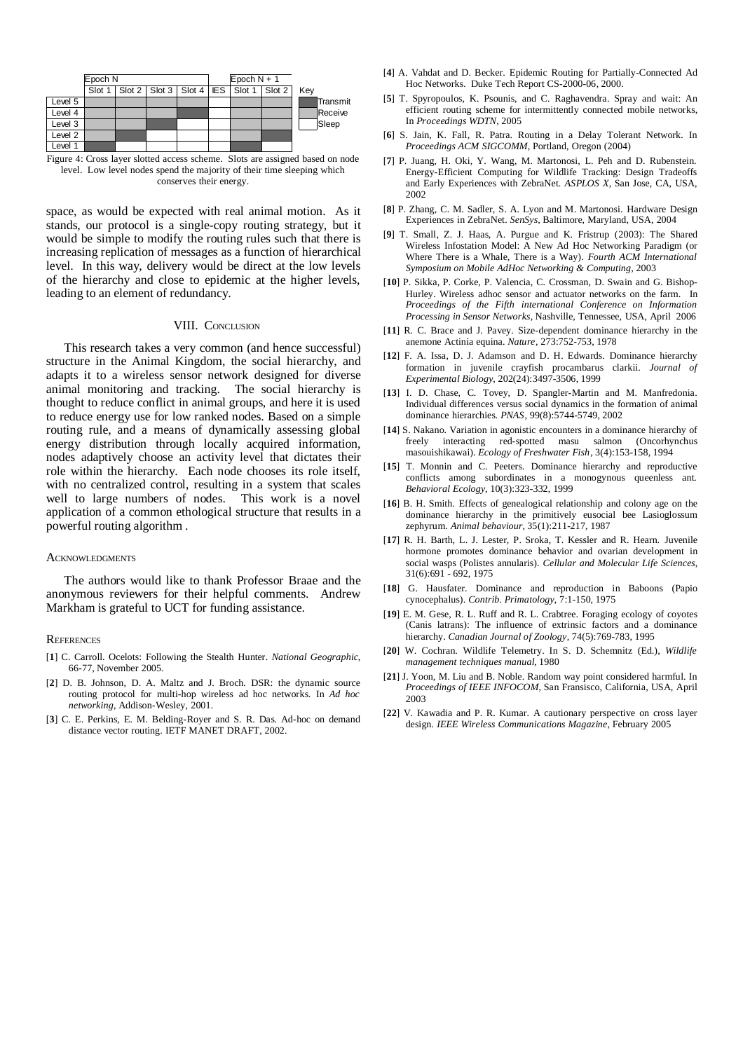Epoch N
Slot 1 Slot 2 Slot 3 Slot 4 IES
Epoch N + 1
Slot 1 Slot 2
Key
Transmit
Receive
Sleep
Level 5
Level 4
Level 3
Level 2
Level 1

Figure 4: Cross layer slotted access scheme. Slots are assigned based on node level. Low level nodes spend the majority of their time sleeping which conserves their energy.

space, as would be expected with real animal motion. As it stands, our protocol is a single-copy routing strategy, but it would be simple to modify the routing rules such that there is increasing replication of messages as a function of hierarchical level. In this way, delivery would be direct at the low levels of the hierarchy and close to epidemic at the higher levels, leading to an element of redundancy.

## VIII. Conclusion

This research takes a very common (and hence successful) structure in the Animal Kingdom, the social hierarchy, and adapts it to a wireless sensor network designed for diverse animal monitoring and tracking. The social hierarchy is thought to reduce conflict in animal groups, and here it is used to reduce energy use for low ranked nodes. Based on a simple routing rule, and a means of dynamically assessing global energy distribution through locally acquired information, nodes adaptively choose an activity level that dictates their role within the hierarchy. Each node chooses its role itself, with no centralized control, resulting in a system that scales well to large numbers of nodes. This work is a novel application of a common ethological structure that results in a powerful routing algorithm .

### Acknowledgments

The authors would like to thank Professor Braae and the anonymous reviewers for their helpful comments. Andrew Markham is grateful to UCT for funding assistance.

### References

[**1**] C. Carroll. Ocelots: Following the Stealth Hunter. *National Geographic*, 66-77, November 2005.

[**2**] D. B. Johnson, D. A. Maltz and J. Broch. DSR: the dynamic source routing protocol for multi-hop wireless ad hoc networks. In *Ad hoc networking*, Addison-Wesley, 2001.

[**3**] C. E. Perkins, E. M. Belding-Royer and S. R. Das. Ad-hoc on demand distance vector routing. IETF MANET DRAFT, 2002.

[**4**] A. Vahdat and D. Becker. Epidemic Routing for Partially-Connected Ad Hoc Networks. Duke Tech Report CS-2000-06, 2000.

[**5**] T. Spyropoulos, K. Psounis, and C. Raghavendra. Spray and wait: An efficient routing scheme for intermittently connected mobile networks, In *Proceedings WDTN*, 2005

[**6**] S. Jain, K. Fall, R. Patra. Routing in a Delay Tolerant Network. In *Proceedings ACM SIGCOMM*, Portland, Oregon (2004)

[**7**] P. Juang, H. Oki, Y. Wang, M. Martonosi, L. Peh and D. Rubenstein. Energy-Efficient Computing for Wildlife Tracking: Design Tradeoffs and Early Experiences with ZebraNet. *ASPLOS X*, San Jose, CA, USA, 2002

[**8**] P. Zhang, C. M. Sadler, S. A. Lyon and M. Martonosi. Hardware Design Experiences in ZebraNet. *SenSys*, Baltimore, Maryland, USA, 2004

[**9**] T. Small, Z. J. Haas, A. Purgue and K. Fristrup (2003): The Shared Wireless Infostation Model: A New Ad Hoc Networking Paradigm (or Where There is a Whale, There is a Way). *Fourth ACM International Symposium on Mobile AdHoc Networking & Computing*, 2003

[**10**] P. Sikka, P. Corke, P. Valencia, C. Crossman, D. Swain and G. Bishop-Hurley. Wireless adhoc sensor and actuator networks on the farm. In *Proceedings of the Fifth international Conference on Information Processing in Sensor Networks*, Nashville, Tennessee, USA, April 2006

[**11**] R. C. Brace and J. Pavey. Size-dependent dominance hierarchy in the anemone Actinia equina. *Nature*, 273:752-753, 1978

[**12**] F. A. Issa, D. J. Adamson and D. H. Edwards. Dominance hierarchy formation in juvenile crayfish procambarus clarkii. *Journal of Experimental Biology*, 202(24):3497-3506, 1999

[**13**] I. D. Chase, C. Tovey, D. Spangler-Martin and M. Manfredonia. Individual differences versus social dynamics in the formation of animal dominance hierarchies. *PNAS*, 99(8):5744-5749, 2002

[**14**] S. Nakano. Variation in agonistic encounters in a dominance hierarchy of freely interacting red-spotted masu salmon (Oncorhynchus masouishikawai). *Ecology of Freshwater Fish*, 3(4):153-158, 1994

[**15**] T. Monnin and C. Peeters. Dominance hierarchy and reproductive conflicts among subordinates in a monogynous queenless ant. *Behavioral Ecology*, 10(3):323-332, 1999

[**16**] B. H. Smith. Effects of genealogical relationship and colony age on the dominance hierarchy in the primitively eusocial bee Lasioglossum zephyrum. *Animal behaviour*, 35(1):211-217, 1987

[**17**] R. H. Barth, L. J. Lester, P. Sroka, T. Kessler and R. Hearn. Juvenile hormone promotes dominance behavior and ovarian development in social wasps (Polistes annularis). *Cellular and Molecular Life Sciences*, 31(6):691 - 692, 1975

[**18**] G. Hausfater. Dominance and reproduction in Baboons (Papio cynocephalus). *Contrib. Primatology*, 7:1-150, 1975

[**19**] E. M. Gese, R. L. Ruff and R. L. Crabtree. Foraging ecology of coyotes (Canis latrans): The influence of extrinsic factors and a dominance hierarchy. *Canadian Journal of Zoology*, 74(5):769-783, 1995

[**20**] W. Cochran. Wildlife Telemetry. In S. D. Schemnitz (Ed.), *Wildlife management techniques manual*, 1980

[**21**] J. Yoon, M. Liu and B. Noble. Random way point considered harmful. In *Proceedings of IEEE INFOCOM*, San Fransisco, California, USA, April 2003

[**22**] V. Kawadia and P. R. Kumar. A cautionary perspective on cross layer design. *IEEE Wireless Communications Magazine*, February 2005